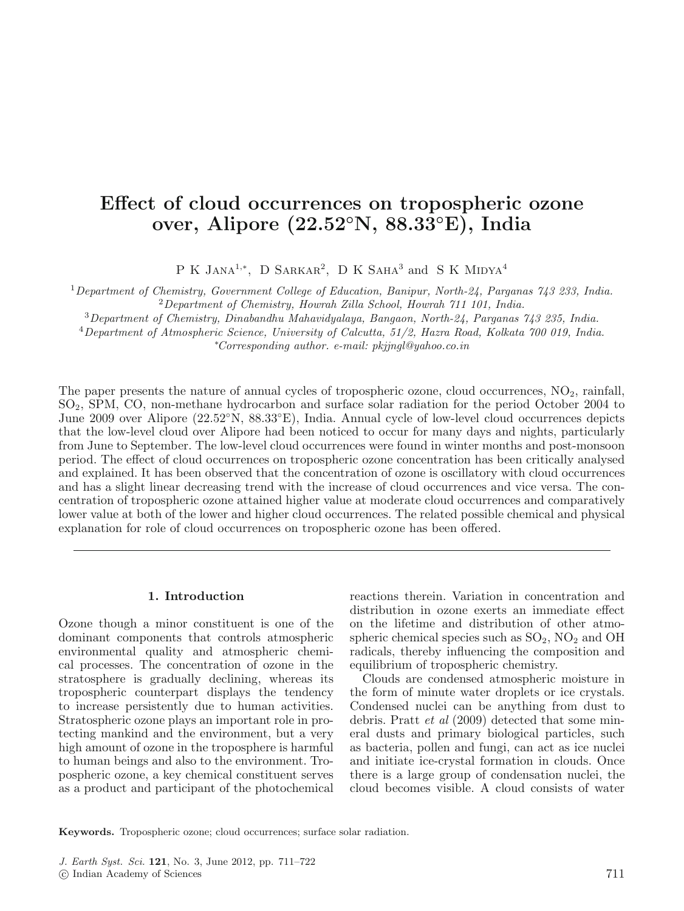# Effect of cloud occurrences on tropospheric ozone over, Alipore (22.52°N, 88.33°E), India

P K Jana[1,*], D Sarkar[2], D K Saha[3] and S K Midya[4]

[1]*Department of Chemistry, Government College of Education, Banipur, North-24, Parganas 743 233, India.*
[2]*Department of Chemistry, Howrah Zilla School, Howrah 711 101, India.*
[3]*Department of Chemistry, Dinabandhu Mahavidyalaya, Bangaon, North-24, Parganas 743 235, India.*
[4]*Department of Atmospheric Science, University of Calcutta, 51/2, Hazra Road, Kolkata 700 019, India.*
*\*Corresponding author. e-mail: pkjjngl@yahoo.co.in*

The paper presents the nature of annual cycles of tropospheric ozone, cloud occurrences, $NO_2$, rainfall, $SO_2$, SPM, CO, non-methane hydrocarbon and surface solar radiation for the period October 2004 to June 2009 over Alipore (22.52°N, 88.33°E), India. Annual cycle of low-level cloud occurrences depicts that the low-level cloud over Alipore had been noticed to occur for many days and nights, particularly from June to September. The low-level cloud occurrences were found in winter months and post-monsoon period. The effect of cloud occurrences on tropospheric ozone concentration has been critically analysed and explained. It has been observed that the concentration of ozone is oscillatory with cloud occurrences and has a slight linear decreasing trend with the increase of cloud occurrences and vice versa. The concentration of tropospheric ozone attained higher value at moderate cloud occurrences and comparatively lower value at both of the lower and higher cloud occurrences. The related possible chemical and physical explanation for role of cloud occurrences on tropospheric ozone has been offered.

## 1. Introduction

Ozone though a minor constituent is one of the dominant components that controls atmospheric environmental quality and atmospheric chemical processes. The concentration of ozone in the stratosphere is gradually declining, whereas its tropospheric counterpart displays the tendency to increase persistently due to human activities. Stratospheric ozone plays an important role in protecting mankind and the environment, but a very high amount of ozone in the troposphere is harmful to human beings and also to the environment. Tropospheric ozone, a key chemical constituent serves as a product and participant of the photochemical reactions therein. Variation in concentration and distribution in ozone exerts an immediate effect on the lifetime and distribution of other atmospheric chemical species such as $SO_2$, $NO_2$ and OH radicals, thereby influencing the composition and equilibrium of tropospheric chemistry.

Clouds are condensed atmospheric moisture in the form of minute water droplets or ice crystals. Condensed nuclei can be anything from dust to debris. Pratt *et al* (2009) detected that some mineral dusts and primary biological particles, such as bacteria, pollen and fungi, can act as ice nuclei and initiate ice-crystal formation in clouds. Once there is a large group of condensation nuclei, the cloud becomes visible. A cloud consists of water

**Keywords.** Tropospheric ozone; cloud occurrences; surface solar radiation.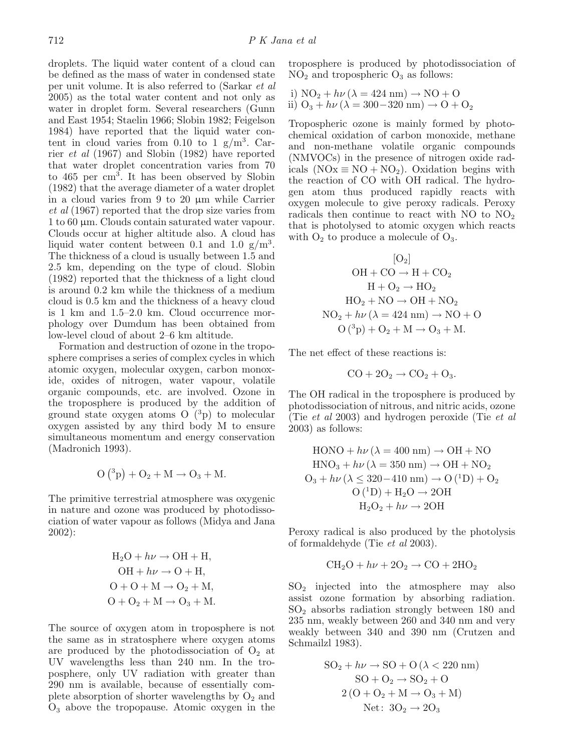droplets. The liquid water content of a cloud can be defined as the mass of water in condensed state per unit volume. It is also referred to (Sarkar *et al* 2005) as the total water content and not only as water in droplet form. Several researchers (Gunn and East 1954; Staelin 1966; Slobin 1982; Feigelson 1984) have reported that the liquid water content in cloud varies from 0.10 to 1 $g/m^3$. Carrier *et al* (1967) and Slobin (1982) have reported that water droplet concentration varies from 70 to 465 per $cm^3$. It has been observed by Slobin (1982) that the average diameter of a water droplet in a cloud varies from 9 to 20 μm while Carrier *et al* (1967) reported that the drop size varies from 1 to 60 μm. Clouds contain saturated water vapour. Clouds occur at higher altitude also. A cloud has liquid water content between 0.1 and 1.0 $g/m^3$. The thickness of a cloud is usually between 1.5 and 2.5 km, depending on the type of cloud. Slobin (1982) reported that the thickness of a light cloud is around 0.2 km while the thickness of a medium cloud is 0.5 km and the thickness of a heavy cloud is 1 km and 1.5–2.0 km. Cloud occurrence morphology over Dumdum has been obtained from low-level cloud of about 2–6 km altitude.

Formation and destruction of ozone in the troposphere comprises a series of complex cycles in which atomic oxygen, molecular oxygen, carbon monoxide, oxides of nitrogen, water vapour, volatile organic compounds, etc. are involved. Ozone in the troposphere is produced by the addition of ground state oxygen atoms O ($^3$p) to molecular oxygen assisted by any third body M to ensure simultaneous momentum and energy conservation (Madronich 1993).

$$\mathrm{O\,(^3p) + O_2 + M \rightarrow O_3 + M.}$$

The primitive terrestrial atmosphere was oxygenic in nature and ozone was produced by photodissociation of water vapour as follows (Midya and Jana 2002):

$$\mathrm{H_2O} + h\nu \rightarrow \mathrm{OH + H},$$
$$\mathrm{OH} + h\nu \rightarrow \mathrm{O + H},$$
$$\mathrm{O + O + M \rightarrow O_2 + M},$$
$$\mathrm{O + O_2 + M \rightarrow O_3 + M}.$$

The source of oxygen atom in troposphere is not the same as in stratosphere where oxygen atoms are produced by the photodissociation of $O_2$ at UV wavelengths less than 240 nm. In the troposphere, only UV radiation with greater than 290 nm is available, because of essentially complete absorption of shorter wavelengths by $O_2$ and $O_3$ above the tropopause. Atomic oxygen in the troposphere is produced by photodissociation of $NO_2$ and tropospheric $O_3$ as follows:

i) $\mathrm{NO_2} + h\nu\,(\lambda = 424\ \mathrm{nm}) \rightarrow \mathrm{NO + O}$
ii) $\mathrm{O_3} + h\nu\,(\lambda = 300\text{–}320\ \mathrm{nm}) \rightarrow \mathrm{O + O_2}$

Tropospheric ozone is mainly formed by photochemical oxidation of carbon monoxide, methane and non-methane volatile organic compounds (NMVOCs) in the presence of nitrogen oxide radicals ($\mathrm{NOx \equiv NO + NO_2}$). Oxidation begins with the reaction of CO with OH radical. The hydrogen atom thus produced rapidly reacts with oxygen molecule to give peroxy radicals. Peroxy radicals then continue to react with NO to $NO_2$ that is photolysed to atomic oxygen which reacts with $O_2$ to produce a molecule of $O_3$.

$$[\mathrm{O_2}]$$
$$\mathrm{OH + CO \rightarrow H + CO_2}$$
$$\mathrm{H + O_2 \rightarrow HO_2}$$
$$\mathrm{HO_2 + NO \rightarrow OH + NO_2}$$
$$\mathrm{NO_2} + h\nu\,(\lambda = 424\ \mathrm{nm}) \rightarrow \mathrm{NO + O}$$
$$\mathrm{O\,(^3p) + O_2 + M \rightarrow O_3 + M.}$$

The net effect of these reactions is:

$$\mathrm{CO + 2O_2 \rightarrow CO_2 + O_3.}$$

The OH radical in the troposphere is produced by photodissociation of nitrous, and nitric acids, ozone (Tie *et al* 2003) and hydrogen peroxide (Tie *et al* 2003) as follows:

$$\mathrm{HONO} + h\nu\,(\lambda = 400\ \mathrm{nm}) \rightarrow \mathrm{OH + NO}$$
$$\mathrm{HNO_3} + h\nu\,(\lambda = 350\ \mathrm{nm}) \rightarrow \mathrm{OH + NO_2}$$
$$\mathrm{O_3} + h\nu\,(\lambda \leq 320\text{–}410\ \mathrm{nm}) \rightarrow \mathrm{O\,(^1D) + O_2}$$
$$\mathrm{O\,(^1D) + H_2O \rightarrow 2OH}$$
$$\mathrm{H_2O_2} + h\nu \rightarrow \mathrm{2OH}$$

Peroxy radical is also produced by the photolysis of formaldehyde (Tie *et al* 2003).

$$\mathrm{CH_2O} + h\nu + \mathrm{2O_2} \rightarrow \mathrm{CO + 2HO_2}$$

$SO_2$ injected into the atmosphere may also assist ozone formation by absorbing radiation. $SO_2$ absorbs radiation strongly between 180 and 235 nm, weakly between 260 and 340 nm and very weakly between 340 and 390 nm (Crutzen and Schmailzl 1983).

$$\mathrm{SO_2} + h\nu \rightarrow \mathrm{SO + O}\,(\lambda < 220\ \mathrm{nm})$$
$$\mathrm{SO + O_2 \rightarrow SO_2 + O}$$
$$\mathrm{2\,(O + O_2 + M \rightarrow O_3 + M)}$$
$$\mathrm{Net:\ 3O_2 \rightarrow 2O_3}$$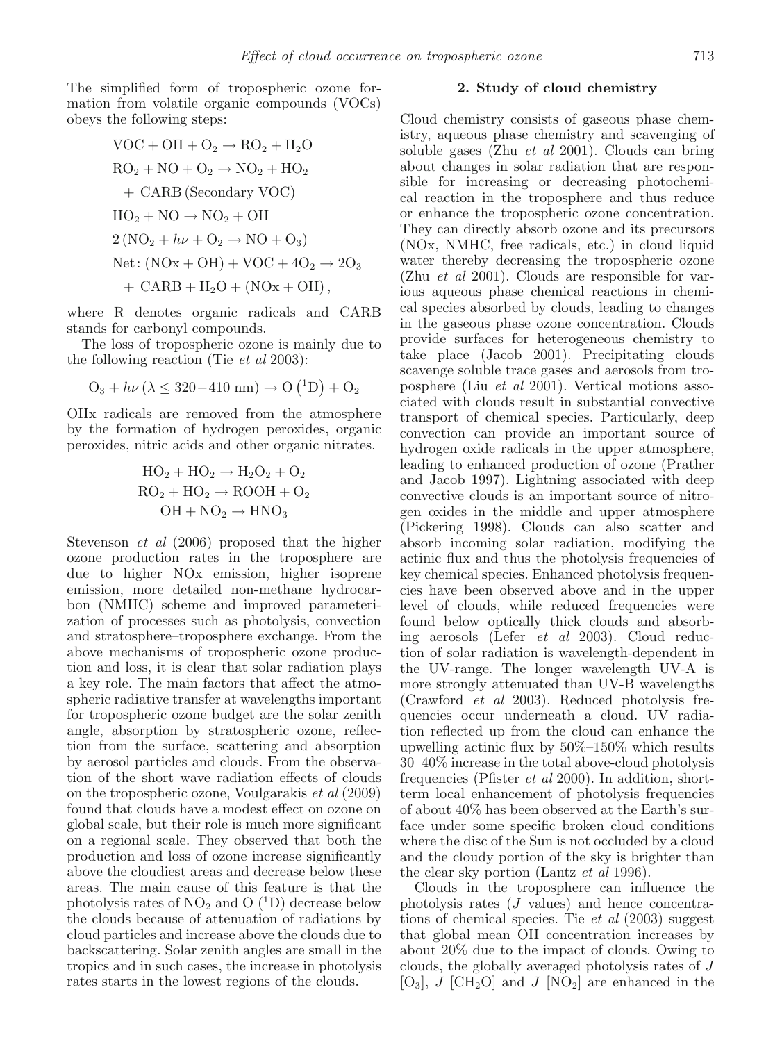The simplified form of tropospheric ozone formation from volatile organic compounds (VOCs) obeys the following steps:

$$\mathrm{VOC + OH + O_2 \rightarrow RO_2 + H_2O}$$

$$\mathrm{RO_2 + NO + O_2 \rightarrow NO_2 + HO_2 + CARB\ (Secondary\ VOC)}$$

$$\mathrm{HO_2 + NO \rightarrow NO_2 + OH}$$

$$\mathrm{2\,(NO_2 + h\nu + O_2 \rightarrow NO + O_3)}$$

$$\mathrm{Net: (NOx + OH) + VOC + 4O_2 \rightarrow 2O_3 + CARB + H_2O + (NOx + OH)},$$

where R denotes organic radicals and CARB stands for carbonyl compounds.

The loss of tropospheric ozone is mainly due to the following reaction (Tie *et al* 2003):

$$\mathrm{O_3} + h\nu\,(\lambda \leq 320{-}410\ \mathrm{nm}) \rightarrow \mathrm{O\,(^1D) + O_2}$$

OHx radicals are removed from the atmosphere by the formation of hydrogen peroxides, organic peroxides, nitric acids and other organic nitrates.

$$\mathrm{HO_2 + HO_2 \rightarrow H_2O_2 + O_2}$$

$$\mathrm{RO_2 + HO_2 \rightarrow ROOH + O_2}$$

$$\mathrm{OH + NO_2 \rightarrow HNO_3}$$

Stevenson *et al* (2006) proposed that the higher ozone production rates in the troposphere are due to higher NOx emission, higher isoprene emission, more detailed non-methane hydrocarbon (NMHC) scheme and improved parameterization of processes such as photolysis, convection and stratosphere–troposphere exchange. From the above mechanisms of tropospheric ozone production and loss, it is clear that solar radiation plays a key role. The main factors that affect the atmospheric radiative transfer at wavelengths important for tropospheric ozone budget are the solar zenith angle, absorption by stratospheric ozone, reflection from the surface, scattering and absorption by aerosol particles and clouds. From the observation of the short wave radiation effects of clouds on the tropospheric ozone, Voulgarakis *et al* (2009) found that clouds have a modest effect on ozone on global scale, but their role is much more significant on a regional scale. They observed that both the production and loss of ozone increase significantly above the cloudiest areas and decrease below these areas. The main cause of this feature is that the photolysis rates of $NO_2$ and O ($^1$D) decrease below the clouds because of attenuation of radiations by cloud particles and increase above the clouds due to backscattering. Solar zenith angles are small in the tropics and in such cases, the increase in photolysis rates starts in the lowest regions of the clouds.

## 2. Study of cloud chemistry

Cloud chemistry consists of gaseous phase chemistry, aqueous phase chemistry and scavenging of soluble gases (Zhu *et al* 2001). Clouds can bring about changes in solar radiation that are responsible for increasing or decreasing photochemical reaction in the troposphere and thus reduce or enhance the tropospheric ozone concentration. They can directly absorb ozone and its precursors (NOx, NMHC, free radicals, etc.) in cloud liquid water thereby decreasing the tropospheric ozone (Zhu *et al* 2001). Clouds are responsible for various aqueous phase chemical reactions in chemical species absorbed by clouds, leading to changes in the gaseous phase ozone concentration. Clouds provide surfaces for heterogeneous chemistry to take place (Jacob 2001). Precipitating clouds scavenge soluble trace gases and aerosols from troposphere (Liu *et al* 2001). Vertical motions associated with clouds result in substantial convective transport of chemical species. Particularly, deep convection can provide an important source of hydrogen oxide radicals in the upper atmosphere, leading to enhanced production of ozone (Prather and Jacob 1997). Lightning associated with deep convective clouds is an important source of nitrogen oxides in the middle and upper atmosphere (Pickering 1998). Clouds can also scatter and absorb incoming solar radiation, modifying the actinic flux and thus the photolysis frequencies of key chemical species. Enhanced photolysis frequencies have been observed above and in the upper level of clouds, while reduced frequencies were found below optically thick clouds and absorbing aerosols (Lefer *et al* 2003). Cloud reduction of solar radiation is wavelength-dependent in the UV-range. The longer wavelength UV-A is more strongly attenuated than UV-B wavelengths (Crawford *et al* 2003). Reduced photolysis frequencies occur underneath a cloud. UV radiation reflected up from the cloud can enhance the upwelling actinic flux by 50%–150% which results 30–40% increase in the total above-cloud photolysis frequencies (Pfister *et al* 2000). In addition, short-term local enhancement of photolysis frequencies of about 40% has been observed at the Earth's surface under some specific broken cloud conditions where the disc of the Sun is not occluded by a cloud and the cloudy portion of the sky is brighter than the clear sky portion (Lantz *et al* 1996).

Clouds in the troposphere can influence the photolysis rates ($J$ values) and hence concentrations of chemical species. Tie *et al* (2003) suggest that global mean OH concentration increases by about 20% due to the impact of clouds. Owing to clouds, the globally averaged photolysis rates of $J\,[O_3]$, $J\,[CH_2O]$ and $J\,[NO_2]$ are enhanced in the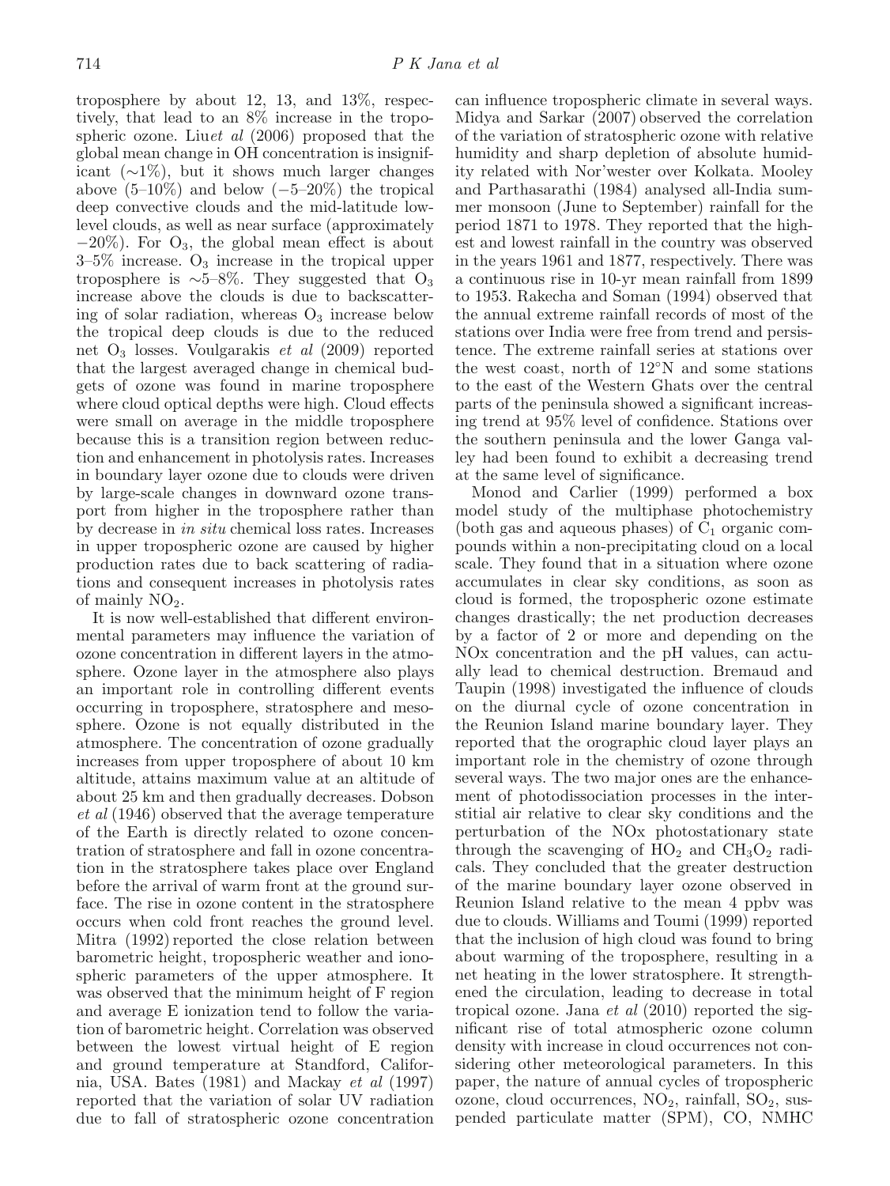troposphere by about 12, 13, and 13%, respectively, that lead to an 8% increase in the tropospheric ozone. Liu*et al* (2006) proposed that the global mean change in OH concentration is insignificant (∼1%), but it shows much larger changes above (5–10%) and below (−5–20%) the tropical deep convective clouds and the mid-latitude low-level clouds, as well as near surface (approximately −20%). For $O_3$, the global mean effect is about 3–5% increase. $O_3$ increase in the tropical upper troposphere is ∼5–8%. They suggested that $O_3$ increase above the clouds is due to backscattering of solar radiation, whereas $O_3$ increase below the tropical deep clouds is due to the reduced net $O_3$ losses. Voulgarakis *et al* (2009) reported that the largest averaged change in chemical budgets of ozone was found in marine troposphere where cloud optical depths were high. Cloud effects were small on average in the middle troposphere because this is a transition region between reduction and enhancement in photolysis rates. Increases in boundary layer ozone due to clouds were driven by large-scale changes in downward ozone transport from higher in the troposphere rather than by decrease in *in situ* chemical loss rates. Increases in upper tropospheric ozone are caused by higher production rates due to back scattering of radiations and consequent increases in photolysis rates of mainly $NO_2$.

It is now well-established that different environmental parameters may influence the variation of ozone concentration in different layers in the atmosphere. Ozone layer in the atmosphere also plays an important role in controlling different events occurring in troposphere, stratosphere and mesosphere. Ozone is not equally distributed in the atmosphere. The concentration of ozone gradually increases from upper troposphere of about 10 km altitude, attains maximum value at an altitude of about 25 km and then gradually decreases. Dobson *et al* (1946) observed that the average temperature of the Earth is directly related to ozone concentration of stratosphere and fall in ozone concentration in the stratosphere takes place over England before the arrival of warm front at the ground surface. The rise in ozone content in the stratosphere occurs when cold front reaches the ground level. Mitra (1992) reported the close relation between barometric height, tropospheric weather and ionospheric parameters of the upper atmosphere. It was observed that the minimum height of F region and average E ionization tend to follow the variation of barometric height. Correlation was observed between the lowest virtual height of E region and ground temperature at Standford, California, USA. Bates (1981) and Mackay *et al* (1997) reported that the variation of solar UV radiation due to fall of stratospheric ozone concentration can influence tropospheric climate in several ways. Midya and Sarkar (2007) observed the correlation of the variation of stratospheric ozone with relative humidity and sharp depletion of absolute humidity related with Nor'wester over Kolkata. Mooley and Parthasarathi (1984) analysed all-India summer monsoon (June to September) rainfall for the period 1871 to 1978. They reported that the highest and lowest rainfall in the country was observed in the years 1961 and 1877, respectively. There was a continuous rise in 10-yr mean rainfall from 1899 to 1953. Rakecha and Soman (1994) observed that the annual extreme rainfall records of most of the stations over India were free from trend and persistence. The extreme rainfall series at stations over the west coast, north of 12°N and some stations to the east of the Western Ghats over the central parts of the peninsula showed a significant increasing trend at 95% level of confidence. Stations over the southern peninsula and the lower Ganga valley had been found to exhibit a decreasing trend at the same level of significance.

Monod and Carlier (1999) performed a box model study of the multiphase photochemistry (both gas and aqueous phases) of $C_1$ organic compounds within a non-precipitating cloud on a local scale. They found that in a situation where ozone accumulates in clear sky conditions, as soon as cloud is formed, the tropospheric ozone estimate changes drastically; the net production decreases by a factor of 2 or more and depending on the NOx concentration and the pH values, can actually lead to chemical destruction. Bremaud and Taupin (1998) investigated the influence of clouds on the diurnal cycle of ozone concentration in the Reunion Island marine boundary layer. They reported that the orographic cloud layer plays an important role in the chemistry of ozone through several ways. The two major ones are the enhancement of photodissociation processes in the interstitial air relative to clear sky conditions and the perturbation of the NOx photostationary state through the scavenging of $HO_2$ and $CH_3O_2$ radicals. They concluded that the greater destruction of the marine boundary layer ozone observed in Reunion Island relative to the mean 4 ppbv was due to clouds. Williams and Toumi (1999) reported that the inclusion of high cloud was found to bring about warming of the troposphere, resulting in a net heating in the lower stratosphere. It strengthened the circulation, leading to decrease in total tropical ozone. Jana *et al* (2010) reported the significant rise of total atmospheric ozone column density with increase in cloud occurrences not considering other meteorological parameters. In this paper, the nature of annual cycles of tropospheric ozone, cloud occurrences, $NO_2$, rainfall, $SO_2$, suspended particulate matter (SPM), CO, NMHC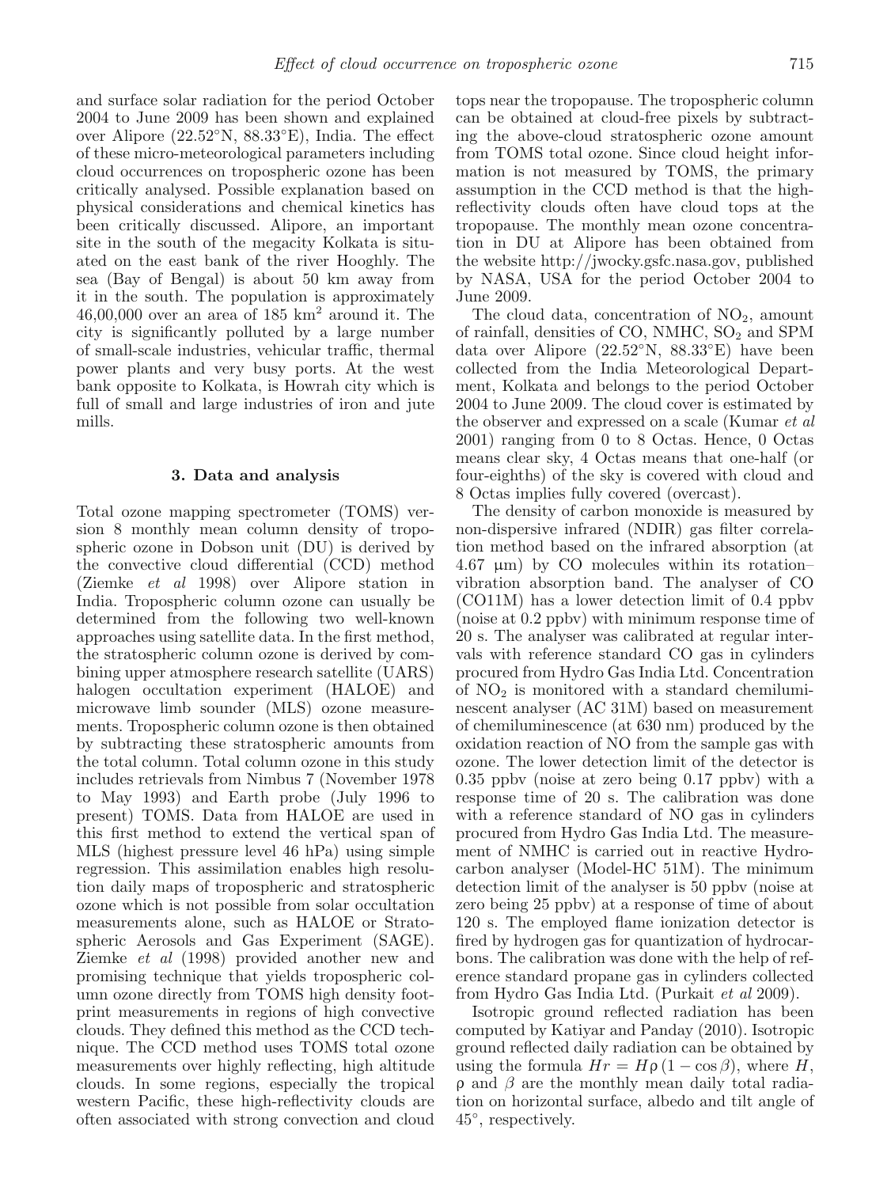and surface solar radiation for the period October 2004 to June 2009 has been shown and explained over Alipore (22.52°N, 88.33°E), India. The effect of these micro-meteorological parameters including cloud occurrences on tropospheric ozone has been critically analysed. Possible explanation based on physical considerations and chemical kinetics has been critically discussed. Alipore, an important site in the south of the megacity Kolkata is situated on the east bank of the river Hooghly. The sea (Bay of Bengal) is about 50 km away from it in the south. The population is approximately 46,00,000 over an area of 185 km$^2$ around it. The city is significantly polluted by a large number of small-scale industries, vehicular traffic, thermal power plants and very busy ports. At the west bank opposite to Kolkata, is Howrah city which is full of small and large industries of iron and jute mills.

## 3. Data and analysis

Total ozone mapping spectrometer (TOMS) version 8 monthly mean column density of tropospheric ozone in Dobson unit (DU) is derived by the convective cloud differential (CCD) method (Ziemke *et al* 1998) over Alipore station in India. Tropospheric column ozone can usually be determined from the following two well-known approaches using satellite data. In the first method, the stratospheric column ozone is derived by combining upper atmosphere research satellite (UARS) halogen occultation experiment (HALOE) and microwave limb sounder (MLS) ozone measurements. Tropospheric column ozone is then obtained by subtracting these stratospheric amounts from the total column. Total column ozone in this study includes retrievals from Nimbus 7 (November 1978 to May 1993) and Earth probe (July 1996 to present) TOMS. Data from HALOE are used in this first method to extend the vertical span of MLS (highest pressure level 46 hPa) using simple regression. This assimilation enables high resolution daily maps of tropospheric and stratospheric ozone which is not possible from solar occultation measurements alone, such as HALOE or Stratospheric Aerosols and Gas Experiment (SAGE). Ziemke *et al* (1998) provided another new and promising technique that yields tropospheric column ozone directly from TOMS high density footprint measurements in regions of high convective clouds. They defined this method as the CCD technique. The CCD method uses TOMS total ozone measurements over highly reflecting, high altitude clouds. In some regions, especially the tropical western Pacific, these high-reflectivity clouds are often associated with strong convection and cloud tops near the tropopause. The tropospheric column can be obtained at cloud-free pixels by subtracting the above-cloud stratospheric ozone amount from TOMS total ozone. Since cloud height information is not measured by TOMS, the primary assumption in the CCD method is that the high-reflectivity clouds often have cloud tops at the tropopause. The monthly mean ozone concentration in DU at Alipore has been obtained from the website http://jwocky.gsfc.nasa.gov, published by NASA, USA for the period October 2004 to June 2009.

The cloud data, concentration of $NO_2$, amount of rainfall, densities of CO, NMHC, $SO_2$ and SPM data over Alipore (22.52°N, 88.33°E) have been collected from the India Meteorological Department, Kolkata and belongs to the period October 2004 to June 2009. The cloud cover is estimated by the observer and expressed on a scale (Kumar *et al* 2001) ranging from 0 to 8 Octas. Hence, 0 Octas means clear sky, 4 Octas means that one-half (or four-eighths) of the sky is covered with cloud and 8 Octas implies fully covered (overcast).

The density of carbon monoxide is measured by non-dispersive infrared (NDIR) gas filter correlation method based on the infrared absorption (at 4.67 μm) by CO molecules within its rotation–vibration absorption band. The analyser of CO (CO11M) has a lower detection limit of 0.4 ppbv (noise at 0.2 ppbv) with minimum response time of 20 s. The analyser was calibrated at regular intervals with reference standard CO gas in cylinders procured from Hydro Gas India Ltd. Concentration of $NO_2$ is monitored with a standard chemiluminescent analyser (AC 31M) based on measurement of chemiluminescence (at 630 nm) produced by the oxidation reaction of NO from the sample gas with ozone. The lower detection limit of the detector is 0.35 ppbv (noise at zero being 0.17 ppbv) with a response time of 20 s. The calibration was done with a reference standard of NO gas in cylinders procured from Hydro Gas India Ltd. The measurement of NMHC is carried out in reactive Hydrocarbon analyser (Model-HC 51M). The minimum detection limit of the analyser is 50 ppbv (noise at zero being 25 ppbv) at a response of time of about 120 s. The employed flame ionization detector is fired by hydrogen gas for quantization of hydrocarbons. The calibration was done with the help of reference standard propane gas in cylinders collected from Hydro Gas India Ltd. (Purkait *et al* 2009).

Isotropic ground reflected radiation has been computed by Katiyar and Panday (2010). Isotropic ground reflected daily radiation can be obtained by using the formula $Hr = H\rho\,(1 - \cos\beta)$, where $H$, $\rho$ and $\beta$ are the monthly mean daily total radiation on horizontal surface, albedo and tilt angle of 45°, respectively.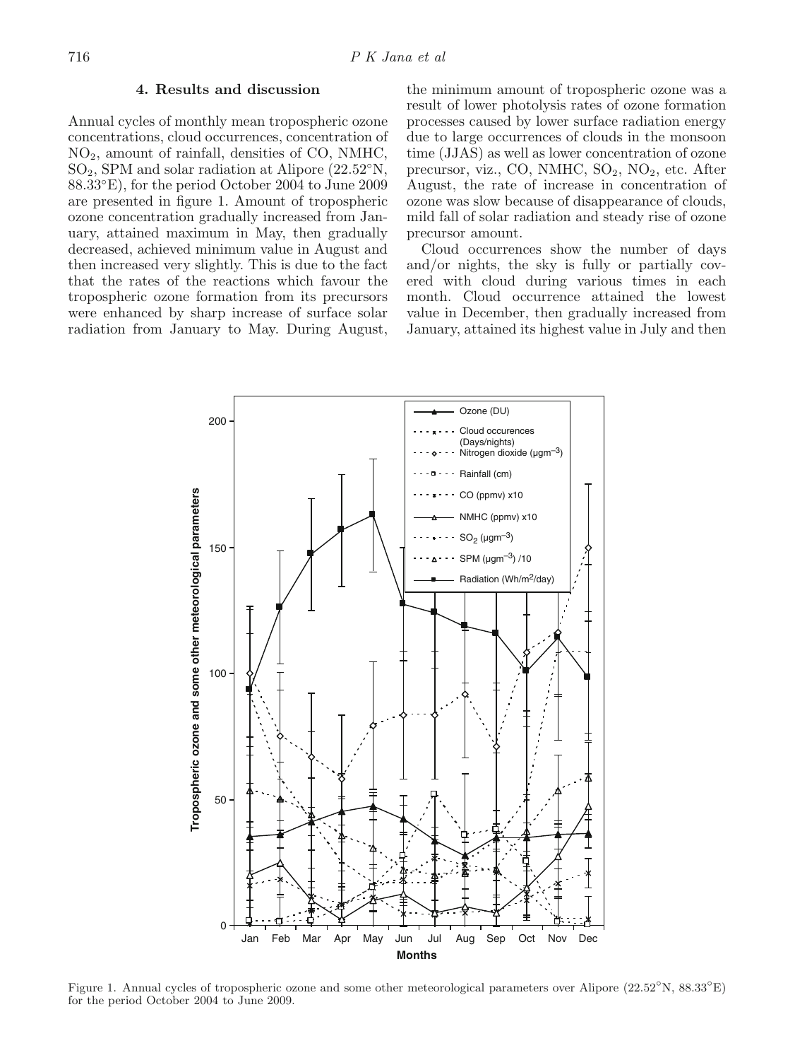## 4. Results and discussion

Annual cycles of monthly mean tropospheric ozone concentrations, cloud occurrences, concentration of $NO_2$, amount of rainfall, densities of CO, NMHC, $SO_2$, SPM and solar radiation at Alipore (22.52°N, 88.33°E), for the period October 2004 to June 2009 are presented in figure 1. Amount of tropospheric ozone concentration gradually increased from January, attained maximum in May, then gradually decreased, achieved minimum value in August and then increased very slightly. This is due to the fact that the rates of the reactions which favour the tropospheric ozone formation from its precursors were enhanced by sharp increase of surface solar radiation from January to May. During August, the minimum amount of tropospheric ozone was a result of lower photolysis rates of ozone formation processes caused by lower surface radiation energy due to large occurrences of clouds in the monsoon time (JJAS) as well as lower concentration of ozone precursor, viz., CO, NMHC, $SO_2$, $NO_2$, etc. After August, the rate of increase in concentration of ozone was slow because of disappearance of clouds, mild fall of solar radiation and steady rise of ozone precursor amount.

Cloud occurrences show the number of days and/or nights, the sky is fully or partially covered with cloud during various times in each month. Cloud occurrence attained the lowest value in December, then gradually increased from January, attained its highest value in July and then

Figure 1. Annual cycles of tropospheric ozone and some other meteorological parameters over Alipore (22.52°N, 88.33°E) for the period October 2004 to June 2009.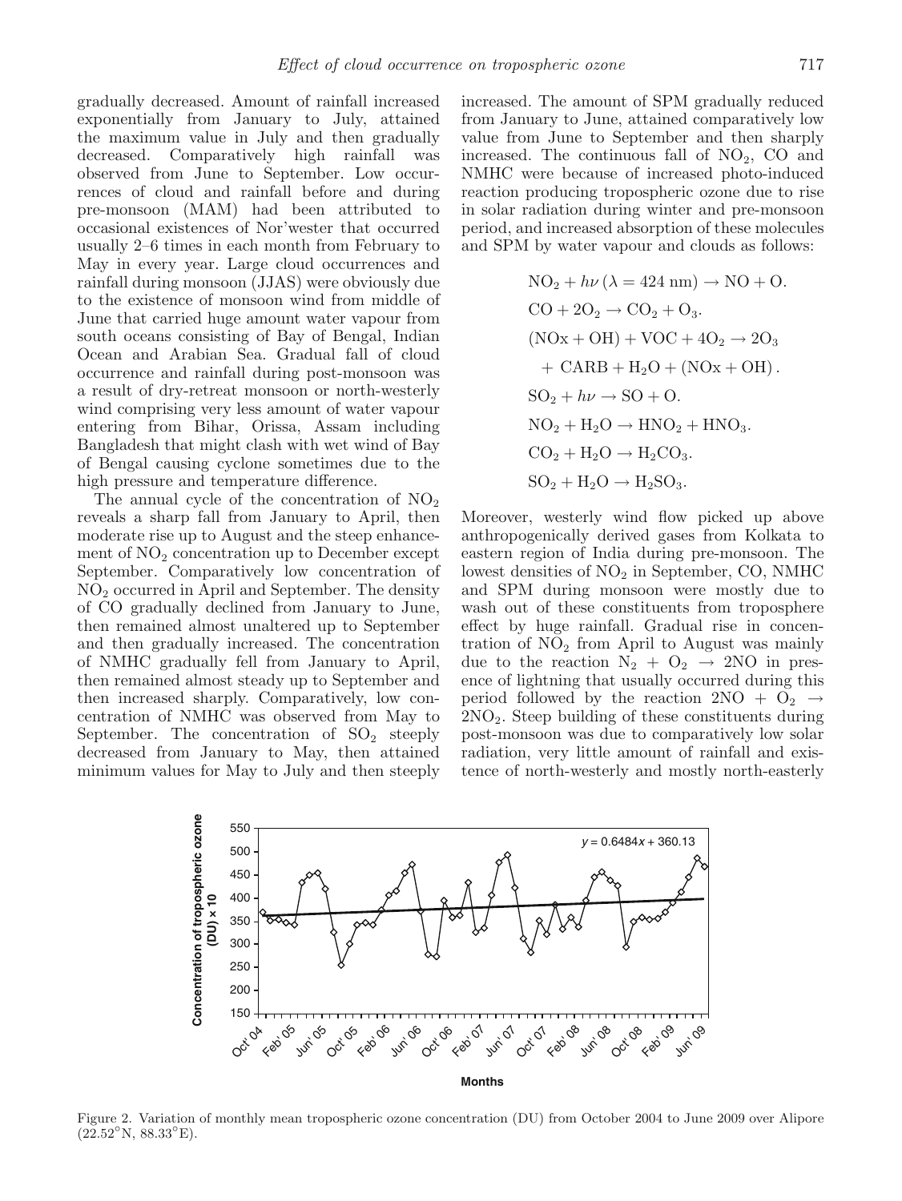gradually decreased. Amount of rainfall increased exponentially from January to July, attained the maximum value in July and then gradually decreased. Comparatively high rainfall was observed from June to September. Low occurrences of cloud and rainfall before and during pre-monsoon (MAM) had been attributed to occasional existences of Nor'wester that occurred usually 2–6 times in each month from February to May in every year. Large cloud occurrences and rainfall during monsoon (JJAS) were obviously due to the existence of monsoon wind from middle of June that carried huge amount water vapour from south oceans consisting of Bay of Bengal, Indian Ocean and Arabian Sea. Gradual fall of cloud occurrence and rainfall during post-monsoon was a result of dry-retreat monsoon or north-westerly wind comprising very less amount of water vapour entering from Bihar, Orissa, Assam including Bangladesh that might clash with wet wind of Bay of Bengal causing cyclone sometimes due to the high pressure and temperature difference.

The annual cycle of the concentration of $NO_2$ reveals a sharp fall from January to April, then moderate rise up to August and the steep enhancement of $NO_2$ concentration up to December except September. Comparatively low concentration of $NO_2$ occurred in April and September. The density of CO gradually declined from January to June, then remained almost unaltered up to September and then gradually increased. The concentration of NMHC gradually fell from January to April, then remained almost steady up to September and then increased sharply. Comparatively, low concentration of NMHC was observed from May to September. The concentration of $SO_2$ steeply decreased from January to May, then attained minimum values for May to July and then steeply increased. The amount of SPM gradually reduced from January to June, attained comparatively low value from June to September and then sharply increased. The continuous fall of $NO_2$, CO and NMHC were because of increased photo-induced reaction producing tropospheric ozone due to rise in solar radiation during winter and pre-monsoon period, and increased absorption of these molecules and SPM by water vapour and clouds as follows:

$$NO_2 + h\nu\ (\lambda = 424\ \text{nm}) \rightarrow NO + O.$$

$$CO + 2O_2 \rightarrow CO_2 + O_3.$$

$$(NOx + OH) + VOC + 4O_2 \rightarrow 2O_3 + CARB + H_2O + (NOx + OH).$$

$$SO_2 + h\nu \rightarrow SO + O.$$

$$NO_2 + H_2O \rightarrow HNO_2 + HNO_3.$$

$$CO_2 + H_2O \rightarrow H_2CO_3.$$

$$SO_2 + H_2O \rightarrow H_2SO_3.$$

Moreover, westerly wind flow picked up above anthropogenically derived gases from Kolkata to eastern region of India during pre-monsoon. The lowest densities of $NO_2$ in September, CO, NMHC and SPM during monsoon were mostly due to wash out of these constituents from troposphere effect by huge rainfall. Gradual rise in concentration of $NO_2$ from April to August was mainly due to the reaction $N_2 + O_2 \rightarrow 2NO$ in presence of lightning that usually occurred during this period followed by the reaction $2NO + O_2 \rightarrow 2NO_2$. Steep building of these constituents during post-monsoon was due to comparatively low solar radiation, very little amount of rainfall and existence of north-westerly and mostly north-easterly

Figure 2. Variation of monthly mean tropospheric ozone concentration (DU) from October 2004 to June 2009 over Alipore (22.52°N, 88.33°E).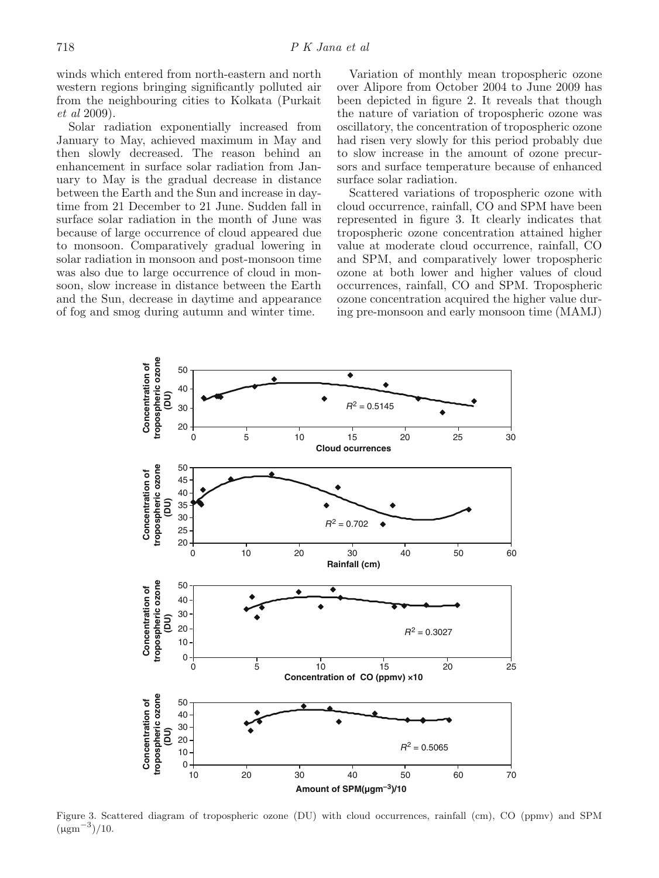winds which entered from north-eastern and north western regions bringing significantly polluted air from the neighbouring cities to Kolkata (Purkait *et al* 2009).

Solar radiation exponentially increased from January to May, achieved maximum in May and then slowly decreased. The reason behind an enhancement in surface solar radiation from January to May is the gradual decrease in distance between the Earth and the Sun and increase in daytime from 21 December to 21 June. Sudden fall in surface solar radiation in the month of June was because of large occurrence of cloud appeared due to monsoon. Comparatively gradual lowering in solar radiation in monsoon and post-monsoon time was also due to large occurrence of cloud in monsoon, slow increase in distance between the Earth and the Sun, decrease in daytime and appearance of fog and smog during autumn and winter time.

Variation of monthly mean tropospheric ozone over Alipore from October 2004 to June 2009 has been depicted in figure 2. It reveals that though the nature of variation of tropospheric ozone was oscillatory, the concentration of tropospheric ozone had risen very slowly for this period probably due to slow increase in the amount of ozone precursors and surface temperature because of enhanced surface solar radiation.

Scattered variations of tropospheric ozone with cloud occurrence, rainfall, CO and SPM have been represented in figure 3. It clearly indicates that tropospheric ozone concentration attained higher value at moderate cloud occurrence, rainfall, CO and SPM, and comparatively lower tropospheric ozone at both lower and higher values of cloud occurrences, rainfall, CO and SPM. Tropospheric ozone concentration acquired the higher value during pre-monsoon and early monsoon time (MAMJ)

Figure 3. Scattered diagram of tropospheric ozone (DU) with cloud occurrences, rainfall (cm), CO (ppmv) and SPM $(\mu gm^{-3})/10$.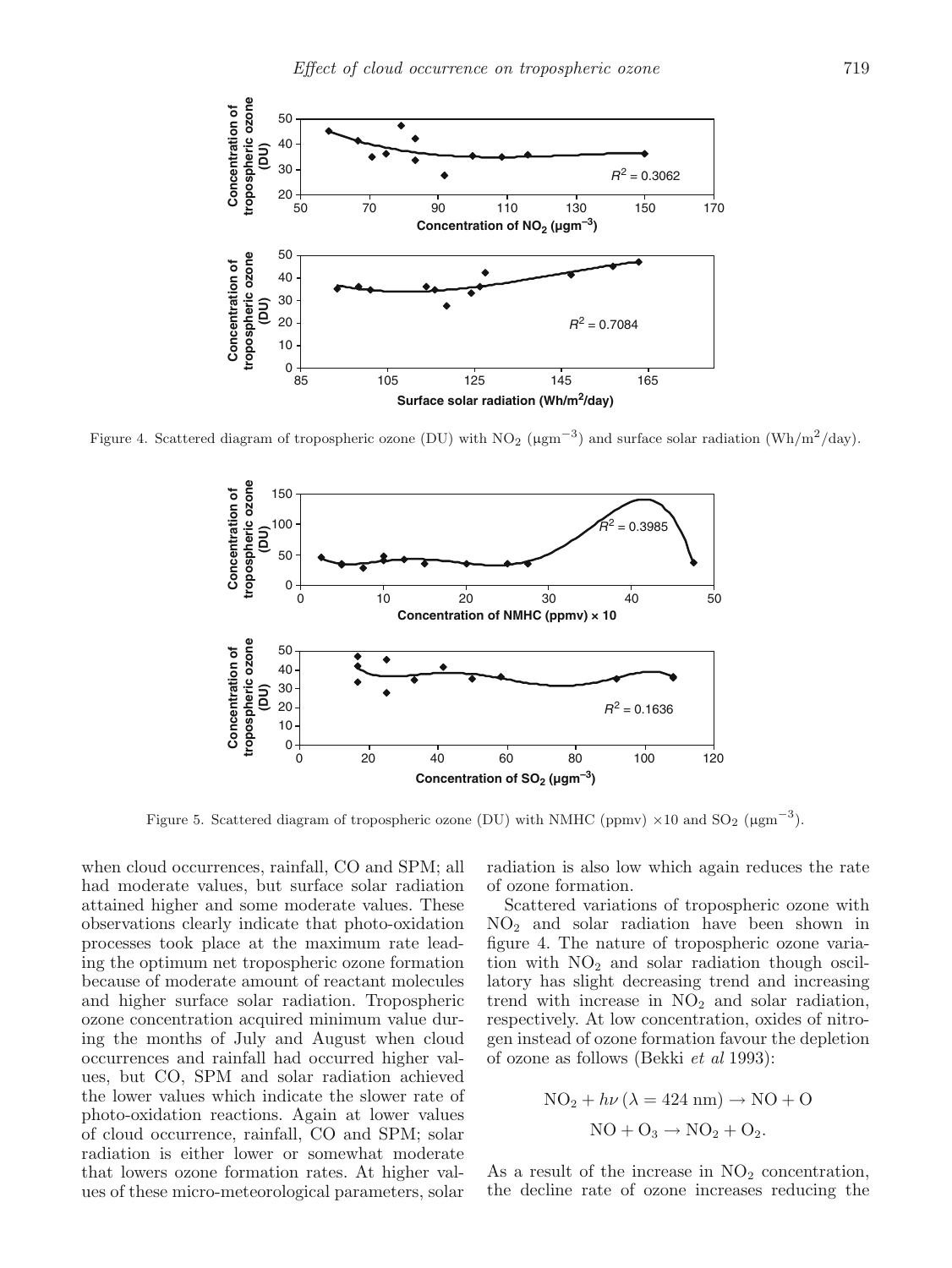Figure 4. Scattered diagram of tropospheric ozone (DU) with $NO_2$ ($\mu gm^{-3}$) and surface solar radiation ($Wh/m^2/day$).

Figure 5. Scattered diagram of tropospheric ozone (DU) with NMHC (ppmv) $\times 10$ and $SO_2$ ($\mu gm^{-3}$).

when cloud occurrences, rainfall, CO and SPM; all had moderate values, but surface solar radiation attained higher and some moderate values. These observations clearly indicate that photo-oxidation processes took place at the maximum rate leading the optimum net tropospheric ozone formation because of moderate amount of reactant molecules and higher surface solar radiation. Tropospheric ozone concentration acquired minimum value during the months of July and August when cloud occurrences and rainfall had occurred higher values, but CO, SPM and solar radiation achieved the lower values which indicate the slower rate of photo-oxidation reactions. Again at lower values of cloud occurrence, rainfall, CO and SPM; solar radiation is either lower or somewhat moderate that lowers ozone formation rates. At higher values of these micro-meteorological parameters, solar radiation is also low which again reduces the rate of ozone formation.

Scattered variations of tropospheric ozone with $NO_2$ and solar radiation have been shown in figure 4. The nature of tropospheric ozone variation with $NO_2$ and solar radiation though oscillatory has slight decreasing trend and increasing trend with increase in $NO_2$ and solar radiation, respectively. At low concentration, oxides of nitrogen instead of ozone formation favour the depletion of ozone as follows (Bekki *et al* 1993):

$$NO_2 + h\nu\,(\lambda = 424\ \text{nm}) \rightarrow NO + O$$

$$NO + O_3 \rightarrow NO_2 + O_2.$$

As a result of the increase in $NO_2$ concentration, the decline rate of ozone increases reducing the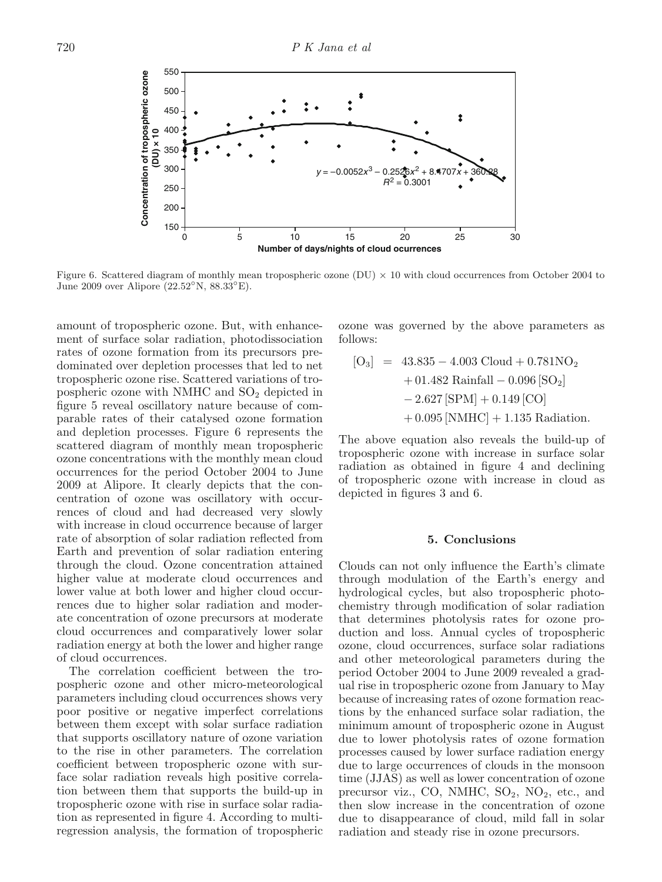Figure 6. Scattered diagram of monthly mean tropospheric ozone (DU) × 10 with cloud occurrences from October 2004 to June 2009 over Alipore (22.52°N, 88.33°E).

amount of tropospheric ozone. But, with enhancement of surface solar radiation, photodissociation rates of ozone formation from its precursors predominated over depletion processes that led to net tropospheric ozone rise. Scattered variations of tropospheric ozone with NMHC and $SO_2$ depicted in figure 5 reveal oscillatory nature because of comparable rates of their catalysed ozone formation and depletion processes. Figure 6 represents the scattered diagram of monthly mean tropospheric ozone concentrations with the monthly mean cloud occurrences for the period October 2004 to June 2009 at Alipore. It clearly depicts that the concentration of ozone was oscillatory with occurrences of cloud and had decreased very slowly with increase in cloud occurrence because of larger rate of absorption of solar radiation reflected from Earth and prevention of solar radiation entering through the cloud. Ozone concentration attained higher value at moderate cloud occurrences and lower value at both lower and higher cloud occurrences due to higher solar radiation and moderate concentration of ozone precursors at moderate cloud occurrences and comparatively lower solar radiation energy at both the lower and higher range of cloud occurrences.

The correlation coefficient between the tropospheric ozone and other micro-meteorological parameters including cloud occurrences shows very poor positive or negative imperfect correlations between them except with solar surface radiation that supports oscillatory nature of ozone variation to the rise in other parameters. The correlation coefficient between tropospheric ozone with surface solar radiation reveals high positive correlation between them that supports the build-up in tropospheric ozone with rise in surface solar radiation as represented in figure 4. According to multi-regression analysis, the formation of tropospheric ozone was governed by the above parameters as follows:

$$
\begin{aligned}
[O_3] = \; & 43.835 - 4.003 \text{ Cloud} + 0.781 NO_2 \\
& + 01.482 \text{ Rainfall} - 0.096 [SO_2] \\
& - 2.627 [\text{SPM}] + 0.149 [\text{CO}] \\
& + 0.095 [\text{NMHC}] + 1.135 \text{ Radiation}.
\end{aligned}
$$

The above equation also reveals the build-up of tropospheric ozone with increase in surface solar radiation as obtained in figure 4 and declining of tropospheric ozone with increase in cloud as depicted in figures 3 and 6.

## 5. Conclusions

Clouds can not only influence the Earth's climate through modulation of the Earth's energy and hydrological cycles, but also tropospheric photochemistry through modification of solar radiation that determines photolysis rates for ozone production and loss. Annual cycles of tropospheric ozone, cloud occurrences, surface solar radiations and other meteorological parameters during the period October 2004 to June 2009 revealed a gradual rise in tropospheric ozone from January to May because of increasing rates of ozone formation reactions by the enhanced surface solar radiation, the minimum amount of tropospheric ozone in August due to lower photolysis rates of ozone formation processes caused by lower surface radiation energy due to large occurrences of clouds in the monsoon time (JJAS) as well as lower concentration of ozone precursor viz., CO, NMHC, $SO_2$, $NO_2$, etc., and then slow increase in the concentration of ozone due to disappearance of cloud, mild fall in solar radiation and steady rise in ozone precursors.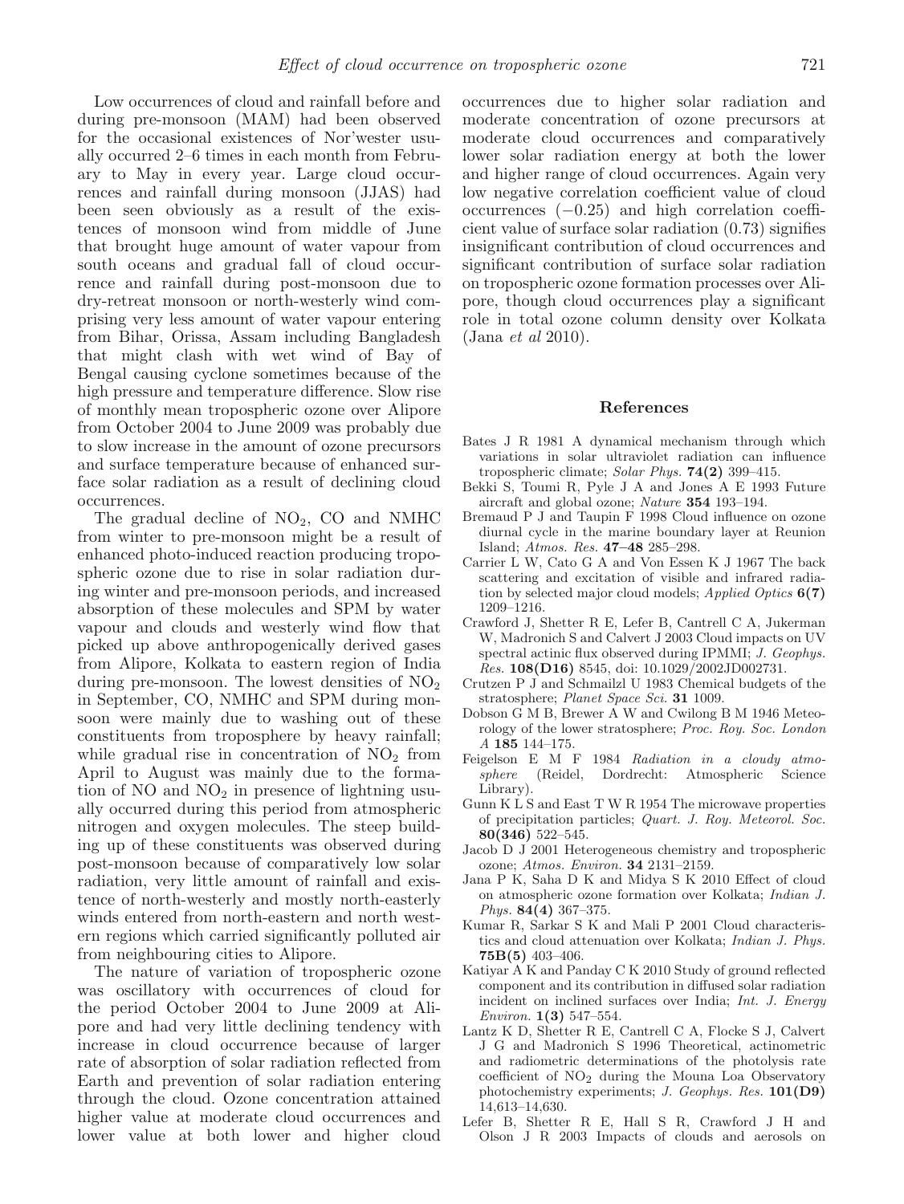Low occurrences of cloud and rainfall before and during pre-monsoon (MAM) had been observed for the occasional existences of Nor'wester usually occurred 2–6 times in each month from February to May in every year. Large cloud occurrences and rainfall during monsoon (JJAS) had been seen obviously as a result of the existences of monsoon wind from middle of June that brought huge amount of water vapour from south oceans and gradual fall of cloud occurrence and rainfall during post-monsoon due to dry-retreat monsoon or north-westerly wind comprising very less amount of water vapour entering from Bihar, Orissa, Assam including Bangladesh that might clash with wet wind of Bay of Bengal causing cyclone sometimes because of the high pressure and temperature difference. Slow rise of monthly mean tropospheric ozone over Alipore from October 2004 to June 2009 was probably due to slow increase in the amount of ozone precursors and surface temperature because of enhanced surface solar radiation as a result of declining cloud occurrences.

The gradual decline of $NO_2$, CO and NMHC from winter to pre-monsoon might be a result of enhanced photo-induced reaction producing tropospheric ozone due to rise in solar radiation during winter and pre-monsoon periods, and increased absorption of these molecules and SPM by water vapour and clouds and westerly wind flow that picked up above anthropogenically derived gases from Alipore, Kolkata to eastern region of India during pre-monsoon. The lowest densities of $NO_2$ in September, CO, NMHC and SPM during monsoon were mainly due to washing out of these constituents from troposphere by heavy rainfall; while gradual rise in concentration of $NO_2$ from April to August was mainly due to the formation of NO and $NO_2$ in presence of lightning usually occurred during this period from atmospheric nitrogen and oxygen molecules. The steep building up of these constituents was observed during post-monsoon because of comparatively low solar radiation, very little amount of rainfall and existence of north-westerly and mostly north-easterly winds entered from north-eastern and north western regions which carried significantly polluted air from neighbouring cities to Alipore.

The nature of variation of tropospheric ozone was oscillatory with occurrences of cloud for the period October 2004 to June 2009 at Alipore and had very little declining tendency with increase in cloud occurrence because of larger rate of absorption of solar radiation reflected from Earth and prevention of solar radiation entering through the cloud. Ozone concentration attained higher value at moderate cloud occurrences and lower value at both lower and higher cloud occurrences due to higher solar radiation and moderate concentration of ozone precursors at moderate cloud occurrences and comparatively lower solar radiation energy at both the lower and higher range of cloud occurrences. Again very low negative correlation coefficient value of cloud occurrences (−0.25) and high correlation coefficient value of surface solar radiation (0.73) signifies insignificant contribution of cloud occurrences and significant contribution of surface solar radiation on tropospheric ozone formation processes over Alipore, though cloud occurrences play a significant role in total ozone column density over Kolkata (Jana *et al* 2010).

## References

Bates J R 1981 A dynamical mechanism through which variations in solar ultraviolet radiation can influence tropospheric climate; *Solar Phys.* **74(2)** 399–415.

Bekki S, Toumi R, Pyle J A and Jones A E 1993 Future aircraft and global ozone; *Nature* **354** 193–194.

Bremaud P J and Taupin F 1998 Cloud influence on ozone diurnal cycle in the marine boundary layer at Reunion Island; *Atmos. Res.* **47–48** 285–298.

Carrier L W, Cato G A and Von Essen K J 1967 The back scattering and excitation of visible and infrared radiation by selected major cloud models; *Applied Optics* **6(7)** 1209–1216.

Crawford J, Shetter R E, Lefer B, Cantrell C A, Jukerman W, Madronich S and Calvert J 2003 Cloud impacts on UV spectral actinic flux observed during IPMMI; *J. Geophys. Res.* **108(D16)** 8545, doi: 10.1029/2002JD002731.

Crutzen P J and Schmailzl U 1983 Chemical budgets of the stratosphere; *Planet Space Sci.* **31** 1009.

Dobson G M B, Brewer A W and Cwilong B M 1946 Meteorology of the lower stratosphere; *Proc. Roy. Soc. London A* **185** 144–175.

Feigelson E M F 1984 *Radiation in a cloudy atmosphere* (Reidel, Dordrecht: Atmospheric Science Library).

Gunn K L S and East T W R 1954 The microwave properties of precipitation particles; *Quart. J. Roy. Meteorol. Soc.* **80(346)** 522–545.

Jacob D J 2001 Heterogeneous chemistry and tropospheric ozone; *Atmos. Environ.* **34** 2131–2159.

Jana P K, Saha D K and Midya S K 2010 Effect of cloud on atmospheric ozone formation over Kolkata; *Indian J. Phys.* **84(4)** 367–375.

Kumar R, Sarkar S K and Mali P 2001 Cloud characteristics and cloud attenuation over Kolkata; *Indian J. Phys.* **75B(5)** 403–406.

Katiyar A K and Panday C K 2010 Study of ground reflected component and its contribution in diffused solar radiation incident on inclined surfaces over India; *Int. J. Energy Environ.* **1(3)** 547–554.

Lantz K D, Shetter R E, Cantrell C A, Flocke S J, Calvert J G and Madronich S 1996 Theoretical, actinometric and radiometric determinations of the photolysis rate coefficient of $NO_2$ during the Mouna Loa Observatory photochemistry experiments; *J. Geophys. Res.* **101(D9)** 14,613–14,630.

Lefer B, Shetter R E, Hall S R, Crawford J H and Olson J R 2003 Impacts of clouds and aerosols on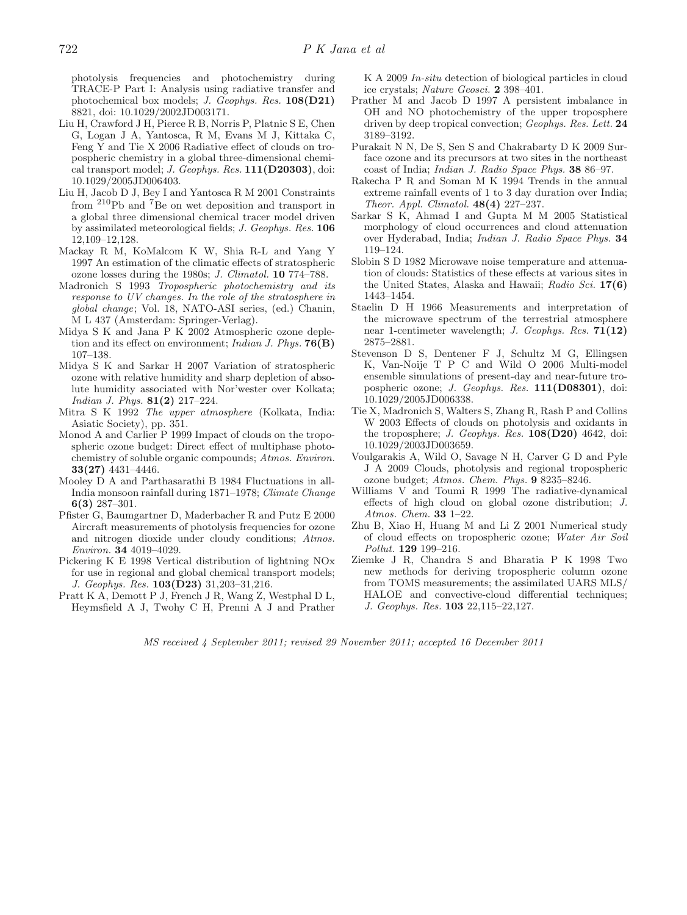photolysis frequencies and photochemistry during TRACE-P Part I: Analysis using radiative transfer and photochemical box models; *J. Geophys. Res.* **108(D21)** 8821, doi: 10.1029/2002JD003171.

Liu H, Crawford J H, Pierce R B, Norris P, Platnic S E, Chen G, Logan J A, Yantosca, R M, Evans M J, Kittaka C, Feng Y and Tie X 2006 Radiative effect of clouds on tropospheric chemistry in a global three-dimensional chemical transport model; *J. Geophys. Res.* **111(D20303)**, doi: 10.1029/2005JD006403.

Liu H, Jacob D J, Bey I and Yantosca R M 2001 Constraints from $^{210}$Pb and $^{7}$Be on wet deposition and transport in a global three dimensional chemical tracer model driven by assimilated meteorological fields; *J. Geophys. Res.* **106** 12,109–12,128.

Mackay R M, KoMalcom K W, Shia R-L and Yang Y 1997 An estimation of the climatic effects of stratospheric ozone losses during the 1980s; *J. Climatol.* **10** 774–788.

Madronich S 1993 *Tropospheric photochemistry and its response to UV changes. In the role of the stratosphere in global change*; Vol. 18, NATO-ASI series, (ed.) Chanin, M L 437 (Amsterdam: Springer-Verlag).

Midya S K and Jana P K 2002 Atmospheric ozone depletion and its effect on environment; *Indian J. Phys.* **76(B)** 107–138.

Midya S K and Sarkar H 2007 Variation of stratospheric ozone with relative humidity and sharp depletion of absolute humidity associated with Nor'wester over Kolkata; *Indian J. Phys.* **81(2)** 217–224.

Mitra S K 1992 *The upper atmosphere* (Kolkata, India: Asiatic Society), pp. 351.

Monod A and Carlier P 1999 Impact of clouds on the tropospheric ozone budget: Direct effect of multiphase photochemistry of soluble organic compounds; *Atmos. Environ.* **33(27)** 4431–4446.

Mooley D A and Parthasarathi B 1984 Fluctuations in all-India monsoon rainfall during 1871–1978; *Climate Change* **6(3)** 287–301.

Pfister G, Baumgartner D, Maderbacher R and Putz E 2000 Aircraft measurements of photolysis frequencies for ozone and nitrogen dioxide under cloudy conditions; *Atmos. Environ.* **34** 4019–4029.

Pickering K E 1998 Vertical distribution of lightning NOx for use in regional and global chemical transport models; *J. Geophys. Res.* **103(D23)** 31,203–31,216.

Pratt K A, Demott P J, French J R, Wang Z, Westphal D L, Heymsfield A J, Twohy C H, Prenni A J and Prather K A 2009 *In-situ* detection of biological particles in cloud ice crystals; *Nature Geosci.* **2** 398–401.

Prather M and Jacob D 1997 A persistent imbalance in OH and NO photochemistry of the upper troposphere driven by deep tropical convection; *Geophys. Res. Lett.* **24** 3189–3192.

Purakait N N, De S, Sen S and Chakrabarty D K 2009 Surface ozone and its precursors at two sites in the northeast coast of India; *Indian J. Radio Space Phys.* **38** 86–97.

Rakecha P R and Soman M K 1994 Trends in the annual extreme rainfall events of 1 to 3 day duration over India; *Theor. Appl. Climatol.* **48(4)** 227–237.

Sarkar S K, Ahmad I and Gupta M M 2005 Statistical morphology of cloud occurrences and cloud attenuation over Hyderabad, India; *Indian J. Radio Space Phys.* **34** 119–124.

Slobin S D 1982 Microwave noise temperature and attenuation of clouds: Statistics of these effects at various sites in the United States, Alaska and Hawaii; *Radio Sci.* **17(6)** 1443–1454.

Staelin D H 1966 Measurements and interpretation of the microwave spectrum of the terrestrial atmosphere near 1-centimeter wavelength; *J. Geophys. Res.* **71(12)** 2875–2881.

Stevenson D S, Dentener F J, Schultz M G, Ellingsen K, Van-Noije T P C and Wild O 2006 Multi-model ensemble simulations of present-day and near-future tropospheric ozone; *J. Geophys. Res.* **111(D08301)**, doi: 10.1029/2005JD006338.

Tie X, Madronich S, Walters S, Zhang R, Rash P and Collins W 2003 Effects of clouds on photolysis and oxidants in the troposphere; *J. Geophys. Res.* **108(D20)** 4642, doi: 10.1029/2003JD003659.

Voulgarakis A, Wild O, Savage N H, Carver G D and Pyle J A 2009 Clouds, photolysis and regional tropospheric ozone budget; *Atmos. Chem. Phys.* **9** 8235–8246.

Williams V and Toumi R 1999 The radiative-dynamical effects of high cloud on global ozone distribution; *J. Atmos. Chem.* **33** 1–22.

Zhu B, Xiao H, Huang M and Li Z 2001 Numerical study of cloud effects on tropospheric ozone; *Water Air Soil Pollut.* **129** 199–216.

Ziemke J R, Chandra S and Bharatia P K 1998 Two new methods for deriving tropospheric column ozone from TOMS measurements; the assimilated UARS MLS/HALOE and convective-cloud differential techniques; *J. Geophys. Res.* **103** 22,115–22,127.

*MS received 4 September 2011; revised 29 November 2011; accepted 16 December 2011*